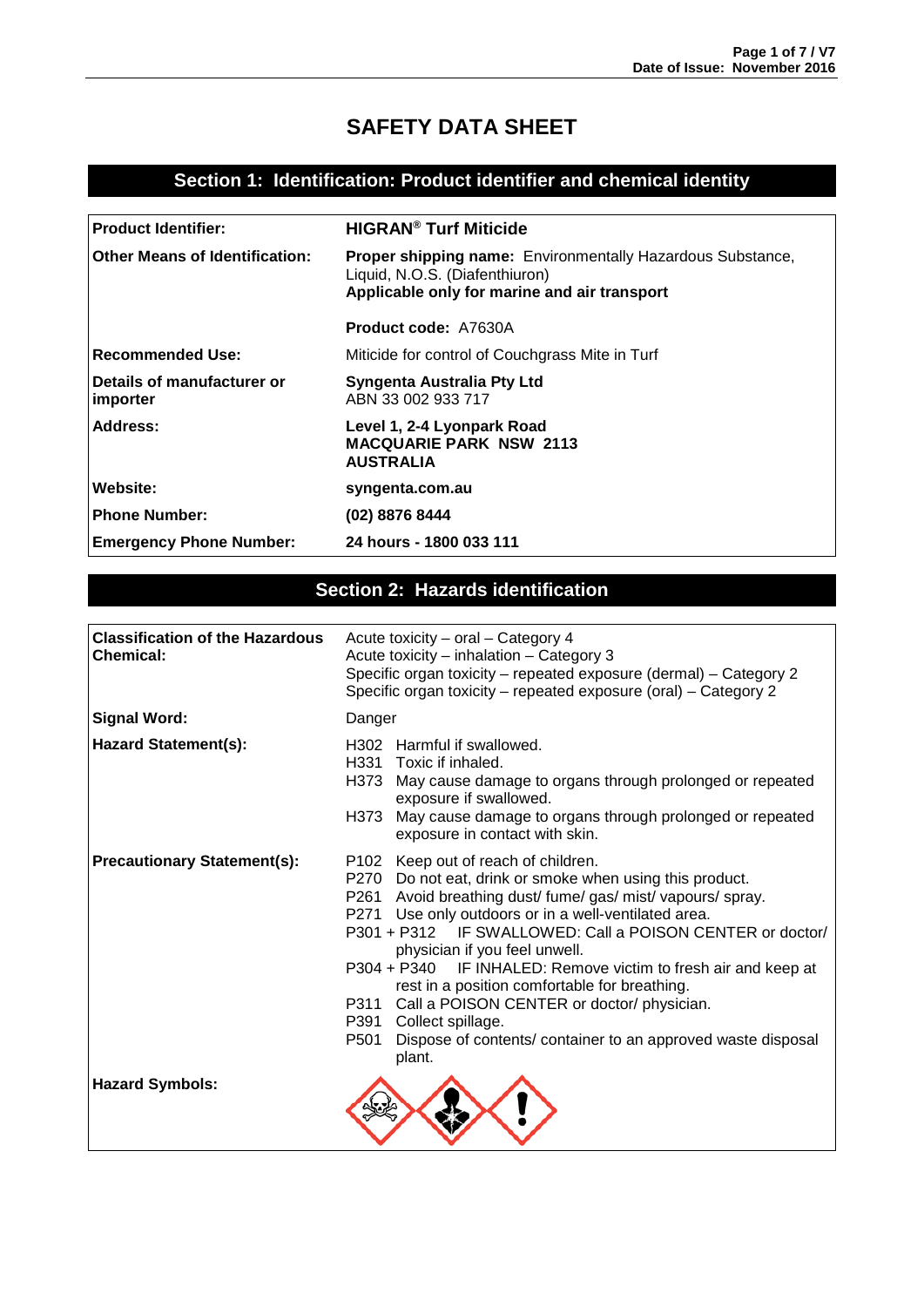# SAFETY DATA SHEET

## Section 1: Identification: Product identifier and chemical identity

| | |
|---|---|
| **Product Identifier:** | **HIGRAN® Turf Miticide** |
| **Other Means of Identification:** | **Proper shipping name:** Environmentally Hazardous Substance, Liquid, N.O.S. (Diafenthiuron)<br>**Applicable only for marine and air transport**<br><br>**Product code:** A7630A |
| **Recommended Use:** | Miticide for control of Couchgrass Mite in Turf |
| **Details of manufacturer or importer** | **Syngenta Australia Pty Ltd**<br>ABN 33 002 933 717 |
| **Address:** | **Level 1, 2-4 Lyonpark Road**<br>**MACQUARIE PARK NSW 2113**<br>**AUSTRALIA** |
| **Website:** | **syngenta.com.au** |
| **Phone Number:** | **(02) 8876 8444** |
| **Emergency Phone Number:** | **24 hours - 1800 033 111** |

## Section 2: Hazards identification

| | |
|---|---|
| **Classification of the Hazardous Chemical:** | Acute toxicity – oral – Category 4<br>Acute toxicity – inhalation – Category 3<br>Specific organ toxicity – repeated exposure (dermal) – Category 2<br>Specific organ toxicity – repeated exposure (oral) – Category 2 |
| **Signal Word:** | Danger |
| **Hazard Statement(s):** | H302 Harmful if swallowed.<br>H331 Toxic if inhaled.<br>H373 May cause damage to organs through prolonged or repeated exposure if swallowed.<br>H373 May cause damage to organs through prolonged or repeated exposure in contact with skin. |
| **Precautionary Statement(s):** | P102 Keep out of reach of children.<br>P270 Do not eat, drink or smoke when using this product.<br>P261 Avoid breathing dust/ fume/ gas/ mist/ vapours/ spray.<br>P271 Use only outdoors or in a well-ventilated area.<br>P301 + P312 IF SWALLOWED: Call a POISON CENTER or doctor/ physician if you feel unwell.<br>P304 + P340 IF INHALED: Remove victim to fresh air and keep at rest in a position comfortable for breathing.<br>P311 Call a POISON CENTER or doctor/ physician.<br>P391 Collect spillage.<br>P501 Dispose of contents/ container to an approved waste disposal plant. |
| **Hazard Symbols:** | |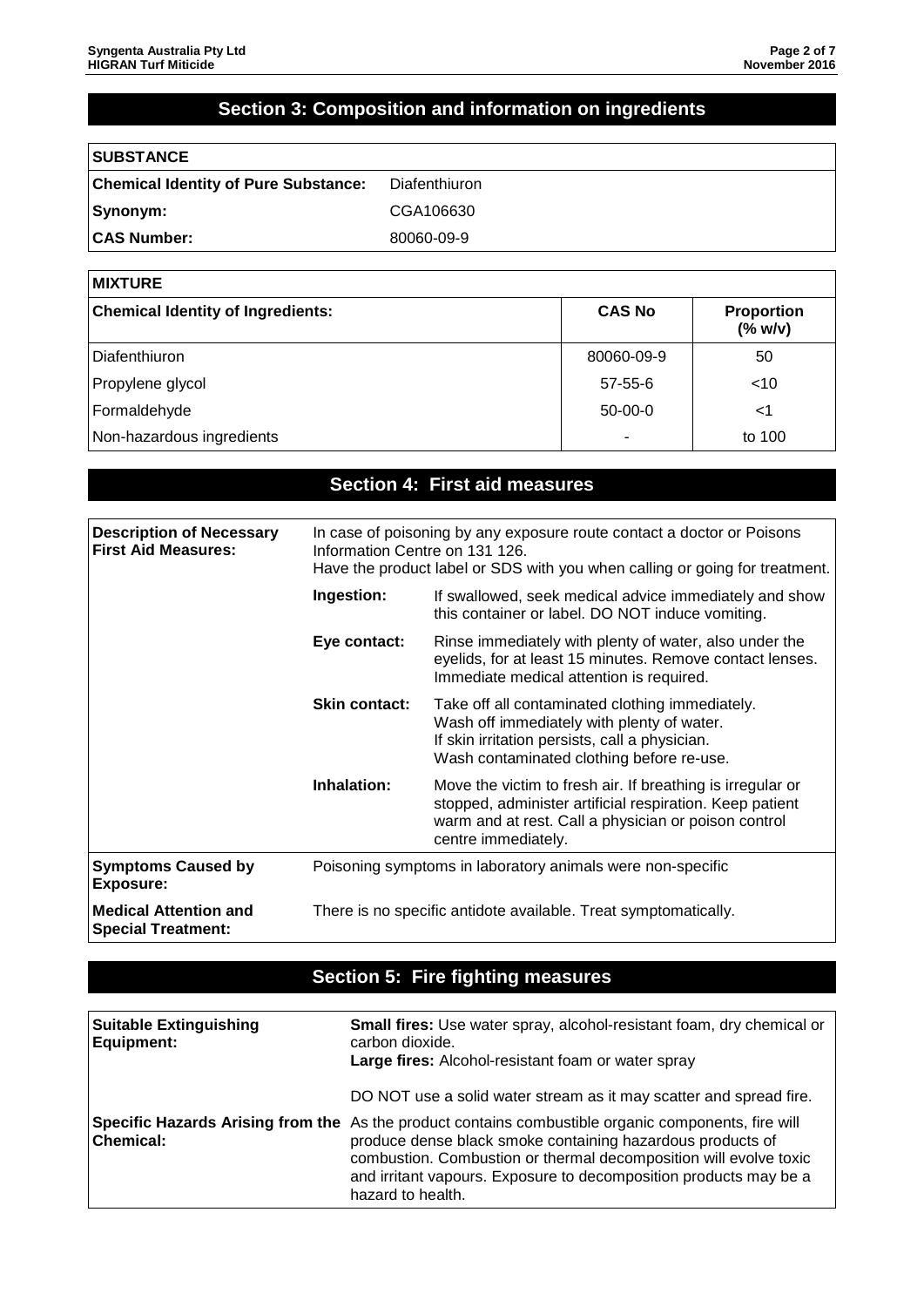## Section 3: Composition and information on ingredients

| SUBSTANCE | |
|---|---|
| **Chemical Identity of Pure Substance:** | Diafenthiuron |
| **Synonym:** | CGA106630 |
| **CAS Number:** | 80060-09-9 |

**MIXTURE**

| Chemical Identity of Ingredients: | CAS No | Proportion (% w/v) |
|---|---|---|
| Diafenthiuron | 80060-09-9 | 50 |
| Propylene glycol | 57-55-6 | <10 |
| Formaldehyde | 50-00-0 | <1 |
| Non-hazardous ingredients | - | to 100 |

## Section 4: First aid measures

| | | |
|---|---|---|
| **Description of Necessary First Aid Measures:** | In case of poisoning by any exposure route contact a doctor or Poisons Information Centre on 131 126. Have the product label or SDS with you when calling or going for treatment. | |
| | **Ingestion:** | If swallowed, seek medical advice immediately and show this container or label. DO NOT induce vomiting. |
| | **Eye contact:** | Rinse immediately with plenty of water, also under the eyelids, for at least 15 minutes. Remove contact lenses. Immediate medical attention is required. |
| | **Skin contact:** | Take off all contaminated clothing immediately. Wash off immediately with plenty of water. If skin irritation persists, call a physician. Wash contaminated clothing before re-use. |
| | **Inhalation:** | Move the victim to fresh air. If breathing is irregular or stopped, administer artificial respiration. Keep patient warm and at rest. Call a physician or poison control centre immediately. |
| **Symptoms Caused by Exposure:** | Poisoning symptoms in laboratory animals were non-specific | |
| **Medical Attention and Special Treatment:** | There is no specific antidote available. Treat symptomatically. | |

## Section 5: Fire fighting measures

| | |
|---|---|
| **Suitable Extinguishing Equipment:** | **Small fires:** Use water spray, alcohol-resistant foam, dry chemical or carbon dioxide. **Large fires:** Alcohol-resistant foam or water spray<br><br>DO NOT use a solid water stream as it may scatter and spread fire. |
| **Specific Hazards Arising from the Chemical:** | As the product contains combustible organic components, fire will produce dense black smoke containing hazardous products of combustion. Combustion or thermal decomposition will evolve toxic and irritant vapours. Exposure to decomposition products may be a hazard to health. |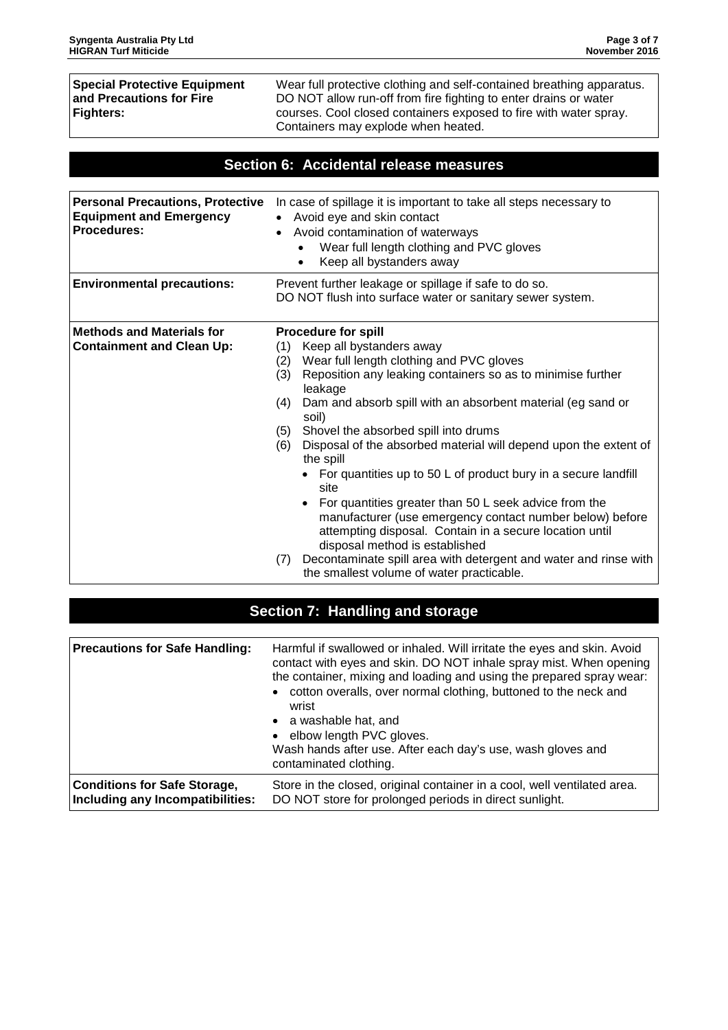| | |
|---|---|
| **Special Protective Equipment and Precautions for Fire Fighters:** | Wear full protective clothing and self-contained breathing apparatus. DO NOT allow run-off from fire fighting to enter drains or water courses. Cool closed containers exposed to fire with water spray. Containers may explode when heated. |

## Section 6: Accidental release measures

| | |
|---|---|
| **Personal Precautions, Protective Equipment and Emergency Procedures:** | In case of spillage it is important to take all steps necessary to<br>• Avoid eye and skin contact<br>• Avoid contamination of waterways<br>  • Wear full length clothing and PVC gloves<br>  • Keep all bystanders away |
| **Environmental precautions:** | Prevent further leakage or spillage if safe to do so.<br>DO NOT flush into surface water or sanitary sewer system. |
| **Methods and Materials for Containment and Clean Up:** | **Procedure for spill**<br>(1) Keep all bystanders away<br>(2) Wear full length clothing and PVC gloves<br>(3) Reposition any leaking containers so as to minimise further leakage<br>(4) Dam and absorb spill with an absorbent material (eg sand or soil)<br>(5) Shovel the absorbed spill into drums<br>(6) Disposal of the absorbed material will depend upon the extent of the spill<br>  • For quantities up to 50 L of product bury in a secure landfill site<br>  • For quantities greater than 50 L seek advice from the manufacturer (use emergency contact number below) before attempting disposal. Contain in a secure location until disposal method is established<br>(7) Decontaminate spill area with detergent and water and rinse with the smallest volume of water practicable. |

## Section 7: Handling and storage

| | |
|---|---|
| **Precautions for Safe Handling:** | Harmful if swallowed or inhaled. Will irritate the eyes and skin. Avoid contact with eyes and skin. DO NOT inhale spray mist. When opening the container, mixing and loading and using the prepared spray wear:<br>• cotton overalls, over normal clothing, buttoned to the neck and wrist<br>• a washable hat, and<br>• elbow length PVC gloves.<br>Wash hands after use. After each day's use, wash gloves and contaminated clothing. |
| **Conditions for Safe Storage, Including any Incompatibilities:** | Store in the closed, original container in a cool, well ventilated area. DO NOT store for prolonged periods in direct sunlight. |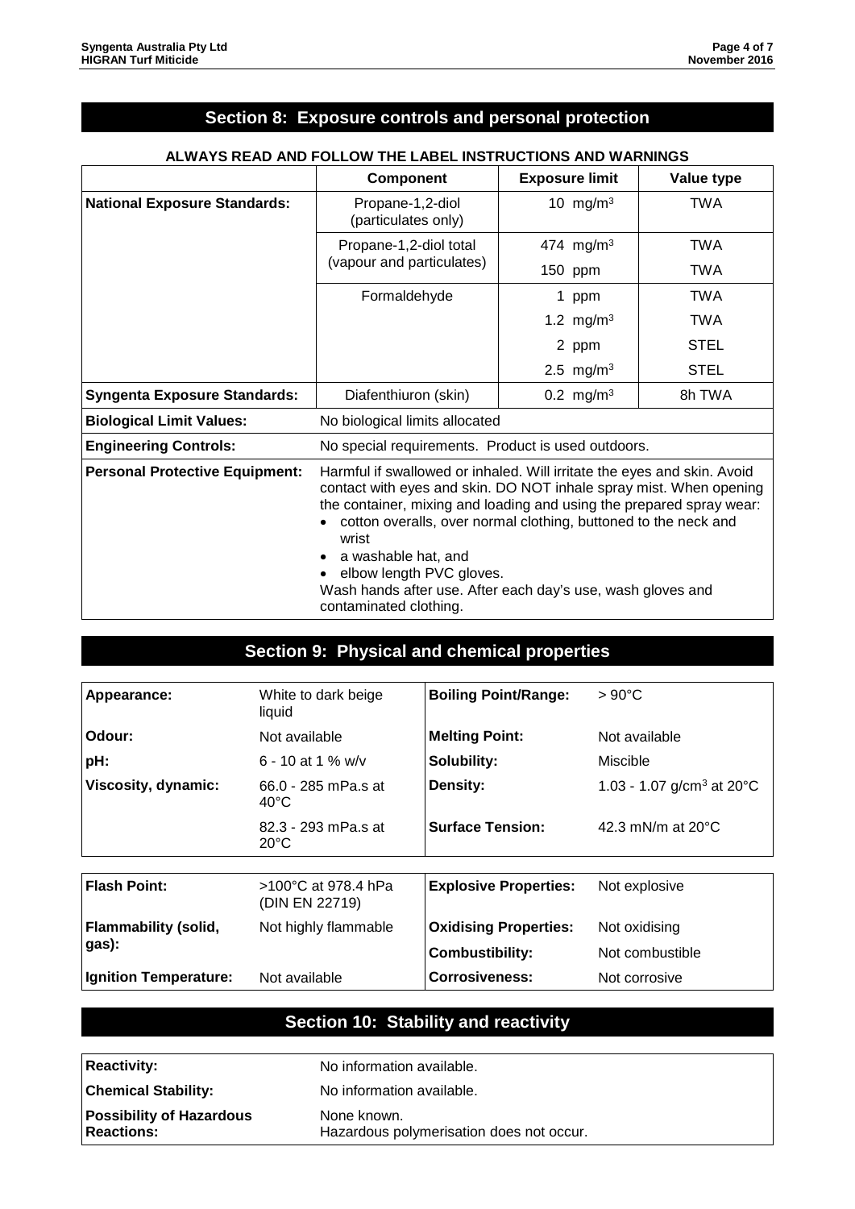## Section 8: Exposure controls and personal protection

**ALWAYS READ AND FOLLOW THE LABEL INSTRUCTIONS AND WARNINGS**

| | Component | Exposure limit | Value type |
|---|---|---|---|
| **National Exposure Standards:** | Propane-1,2-diol (particulates only) | 10 mg/m$^3$ | TWA |
| | Propane-1,2-diol total (vapour and particulates) | 474 mg/m$^3$ | TWA |
| | | 150 ppm | TWA |
| | Formaldehyde | 1 ppm | TWA |
| | | 1.2 mg/m$^3$ | TWA |
| | | 2 ppm | STEL |
| | | 2.5 mg/m$^3$ | STEL |
| **Syngenta Exposure Standards:** | Diafenthiuron (skin) | 0.2 mg/m$^3$ | 8h TWA |
| **Biological Limit Values:** | No biological limits allocated | | |
| **Engineering Controls:** | No special requirements. Product is used outdoors. | | |
| **Personal Protective Equipment:** | Harmful if swallowed or inhaled. Will irritate the eyes and skin. Avoid contact with eyes and skin. DO NOT inhale spray mist. When opening the container, mixing and loading and using the prepared spray wear: • cotton overalls, over normal clothing, buttoned to the neck and wrist • a washable hat, and • elbow length PVC gloves. Wash hands after use. After each day's use, wash gloves and contaminated clothing. | | |

## Section 9: Physical and chemical properties

| | | | |
|---|---|---|---|
| **Appearance:** | White to dark beige liquid | **Boiling Point/Range:** | > 90°C |
| **Odour:** | Not available | **Melting Point:** | Not available |
| **pH:** | 6 - 10 at 1 % w/v | **Solubility:** | Miscible |
| **Viscosity, dynamic:** | 66.0 - 285 mPa.s at 40°C | **Density:** | 1.03 - 1.07 g/cm$^3$ at 20°C |
| | 82.3 - 293 mPa.s at 20°C | **Surface Tension:** | 42.3 mN/m at 20°C |

| | | | |
|---|---|---|---|
| **Flash Point:** | >100°C at 978.4 hPa (DIN EN 22719) | **Explosive Properties:** | Not explosive |
| **Flammability (solid, gas):** | Not highly flammable | **Oxidising Properties:** | Not oxidising |
| | | **Combustibility:** | Not combustible |
| **Ignition Temperature:** | Not available | **Corrosiveness:** | Not corrosive |

## Section 10: Stability and reactivity

| | |
|---|---|
| **Reactivity:** | No information available. |
| **Chemical Stability:** | No information available. |
| **Possibility of Hazardous Reactions:** | None known. Hazardous polymerisation does not occur. |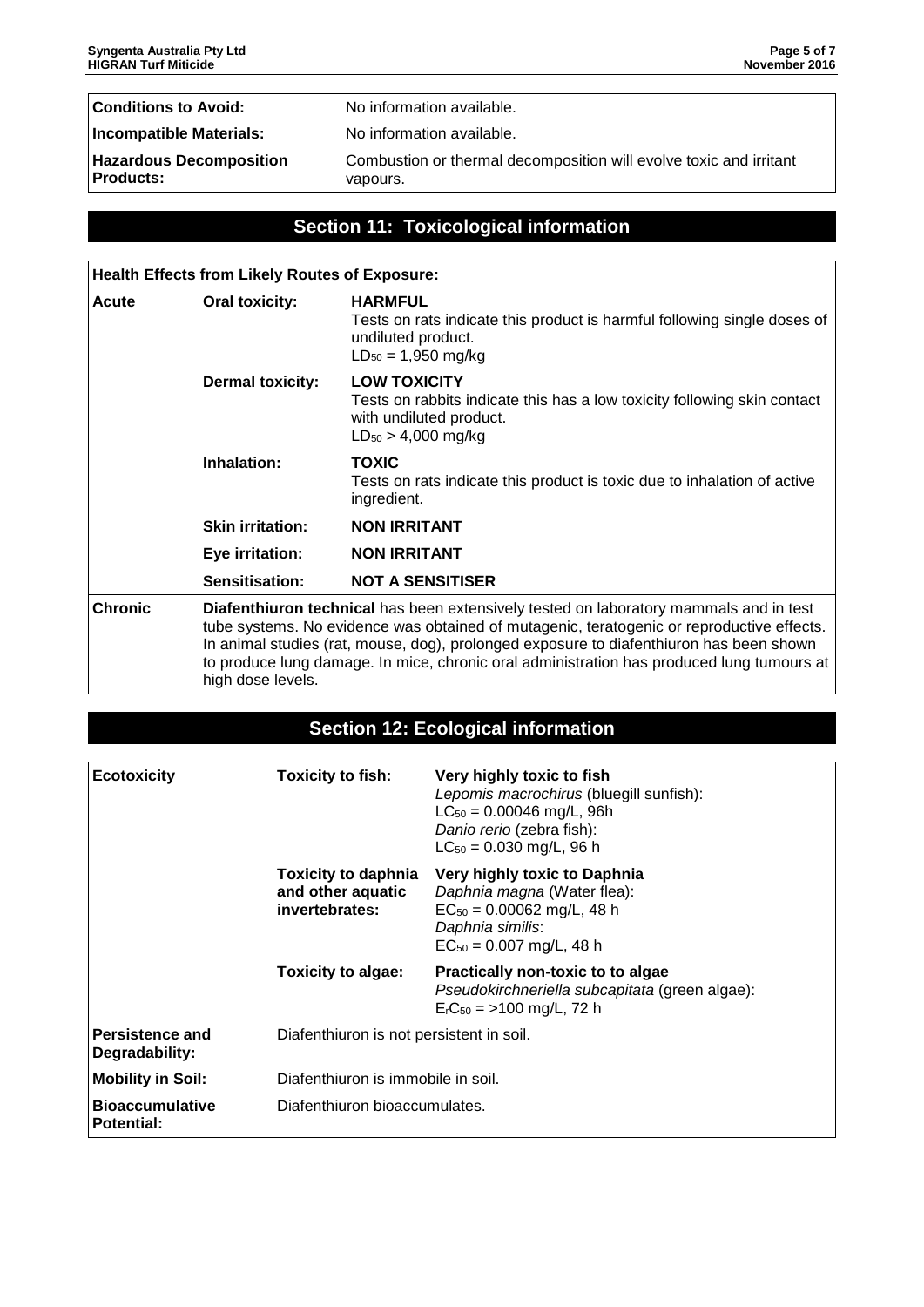| | |
|---|---|
| **Conditions to Avoid:** | No information available. |
| **Incompatible Materials:** | No information available. |
| **Hazardous Decomposition Products:** | Combustion or thermal decomposition will evolve toxic and irritant vapours. |

## Section 11: Toxicological information

| **Health Effects from Likely Routes of Exposure:** | | |
|---|---|---|
| **Acute** | **Oral toxicity:** | **HARMFUL**<br>Tests on rats indicate this product is harmful following single doses of undiluted product.<br>$LD_{50}$ = 1,950 mg/kg |
| | **Dermal toxicity:** | **LOW TOXICITY**<br>Tests on rabbits indicate this has a low toxicity following skin contact with undiluted product.<br>$LD_{50}$ > 4,000 mg/kg |
| | **Inhalation:** | **TOXIC**<br>Tests on rats indicate this product is toxic due to inhalation of active ingredient. |
| | **Skin irritation:** | **NON IRRITANT** |
| | **Eye irritation:** | **NON IRRITANT** |
| | **Sensitisation:** | **NOT A SENSITISER** |
| **Chronic** | **Diafenthiuron technical** has been extensively tested on laboratory mammals and in test tube systems. No evidence was obtained of mutagenic, teratogenic or reproductive effects. In animal studies (rat, mouse, dog), prolonged exposure to diafenthiuron has been shown to produce lung damage. In mice, chronic oral administration has produced lung tumours at high dose levels. | |

## Section 12: Ecological information

| | | |
|---|---|---|
| **Ecotoxicity** | **Toxicity to fish:** | **Very highly toxic to fish**<br>*Lepomis macrochirus* (bluegill sunfish):<br>$LC_{50}$ = 0.00046 mg/L, 96h<br>*Danio rerio* (zebra fish):<br>$LC_{50}$ = 0.030 mg/L, 96 h |
| | **Toxicity to daphnia and other aquatic invertebrates:** | **Very highly toxic to Daphnia**<br>*Daphnia magna* (Water flea):<br>$EC_{50}$ = 0.00062 mg/L, 48 h<br>*Daphnia similis*:<br>$EC_{50}$ = 0.007 mg/L, 48 h |
| | **Toxicity to algae:** | **Practically non-toxic to to algae**<br>*Pseudokirchneriella subcapitata* (green algae):<br>$E_rC_{50}$ = >100 mg/L, 72 h |
| **Persistence and Degradability:** | Diafenthiuron is not persistent in soil. | |
| **Mobility in Soil:** | Diafenthiuron is immobile in soil. | |
| **Bioaccumulative Potential:** | Diafenthiuron bioaccumulates. | |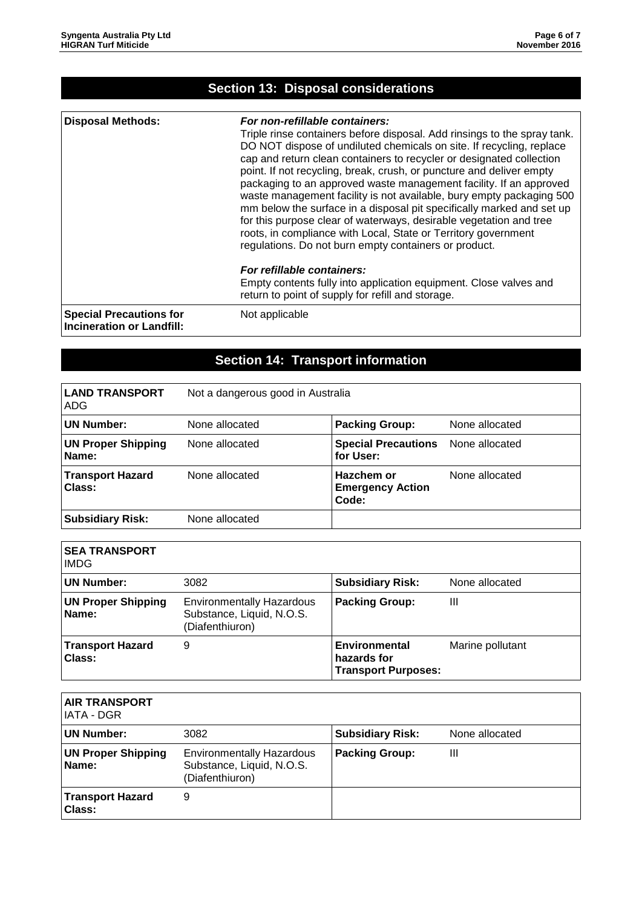## Section 13: Disposal considerations

| | |
|---|---|
| **Disposal Methods:** | ***For non-refillable containers:*** Triple rinse containers before disposal. Add rinsings to the spray tank. DO NOT dispose of undiluted chemicals on site. If recycling, replace cap and return clean containers to recycler or designated collection point. If not recycling, break, crush, or puncture and deliver empty packaging to an approved waste management facility. If an approved waste management facility is not available, bury empty packaging 500 mm below the surface in a disposal pit specifically marked and set up for this purpose clear of waterways, desirable vegetation and tree roots, in compliance with Local, State or Territory government regulations. Do not burn empty containers or product. <br><br> ***For refillable containers:*** Empty contents fully into application equipment. Close valves and return to point of supply for refill and storage. |
| **Special Precautions for Incineration or Landfill:** | Not applicable |

## Section 14: Transport information

| **LAND TRANSPORT** ADG | Not a dangerous good in Australia | | |
|---|---|---|---|
| **UN Number:** | None allocated | **Packing Group:** | None allocated |
| **UN Proper Shipping Name:** | None allocated | **Special Precautions for User:** | None allocated |
| **Transport Hazard Class:** | None allocated | **Hazchem or Emergency Action Code:** | None allocated |
| **Subsidiary Risk:** | None allocated | | |

| **SEA TRANSPORT** IMDG | | | |
|---|---|---|---|
| **UN Number:** | 3082 | **Subsidiary Risk:** | None allocated |
| **UN Proper Shipping Name:** | Environmentally Hazardous Substance, Liquid, N.O.S. (Diafenthiuron) | **Packing Group:** | III |
| **Transport Hazard Class:** | 9 | **Environmental hazards for Transport Purposes:** | Marine pollutant |

| **AIR TRANSPORT** IATA - DGR | | | |
|---|---|---|---|
| **UN Number:** | 3082 | **Subsidiary Risk:** | None allocated |
| **UN Proper Shipping Name:** | Environmentally Hazardous Substance, Liquid, N.O.S. (Diafenthiuron) | **Packing Group:** | III |
| **Transport Hazard Class:** | 9 | | |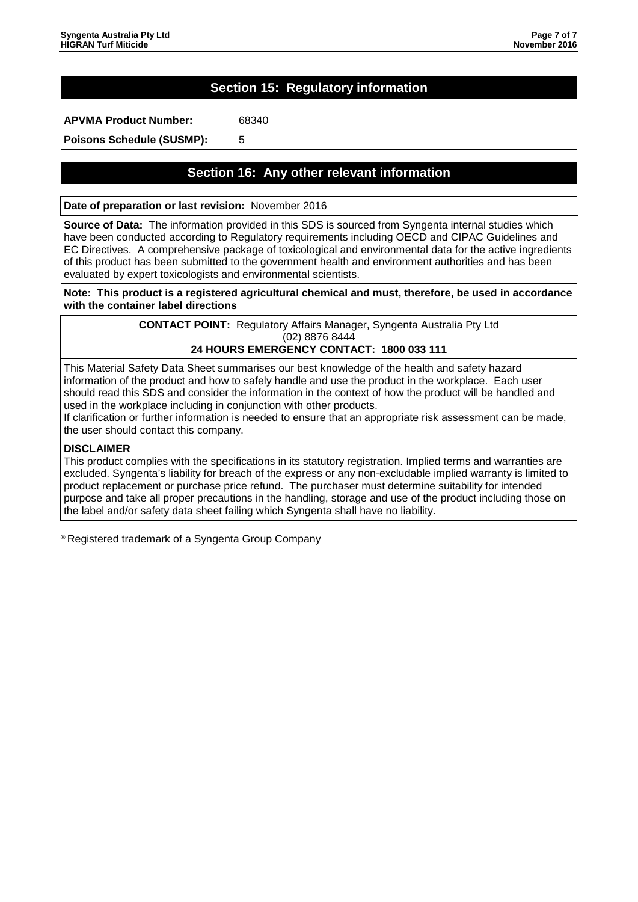## Section 15: Regulatory information

| | |
|---|---|
| **APVMA Product Number:** | 68340 |
| **Poisons Schedule (SUSMP):** | 5 |

## Section 16: Any other relevant information

**Date of preparation or last revision:** November 2016

**Source of Data:** The information provided in this SDS is sourced from Syngenta internal studies which have been conducted according to Regulatory requirements including OECD and CIPAC Guidelines and EC Directives. A comprehensive package of toxicological and environmental data for the active ingredients of this product has been submitted to the government health and environment authorities and has been evaluated by expert toxicologists and environmental scientists.

**Note: This product is a registered agricultural chemical and must, therefore, be used in accordance with the container label directions**

**CONTACT POINT:** Regulatory Affairs Manager, Syngenta Australia Pty Ltd
(02) 8876 8444
**24 HOURS EMERGENCY CONTACT: 1800 033 111**

This Material Safety Data Sheet summarises our best knowledge of the health and safety hazard information of the product and how to safely handle and use the product in the workplace. Each user should read this SDS and consider the information in the context of how the product will be handled and used in the workplace including in conjunction with other products.
If clarification or further information is needed to ensure that an appropriate risk assessment can be made, the user should contact this company.

**DISCLAIMER**
This product complies with the specifications in its statutory registration. Implied terms and warranties are excluded. Syngenta's liability for breach of the express or any non-excludable implied warranty is limited to product replacement or purchase price refund. The purchaser must determine suitability for intended purpose and take all proper precautions in the handling, storage and use of the product including those on the label and/or safety data sheet failing which Syngenta shall have no liability.

® Registered trademark of a Syngenta Group Company